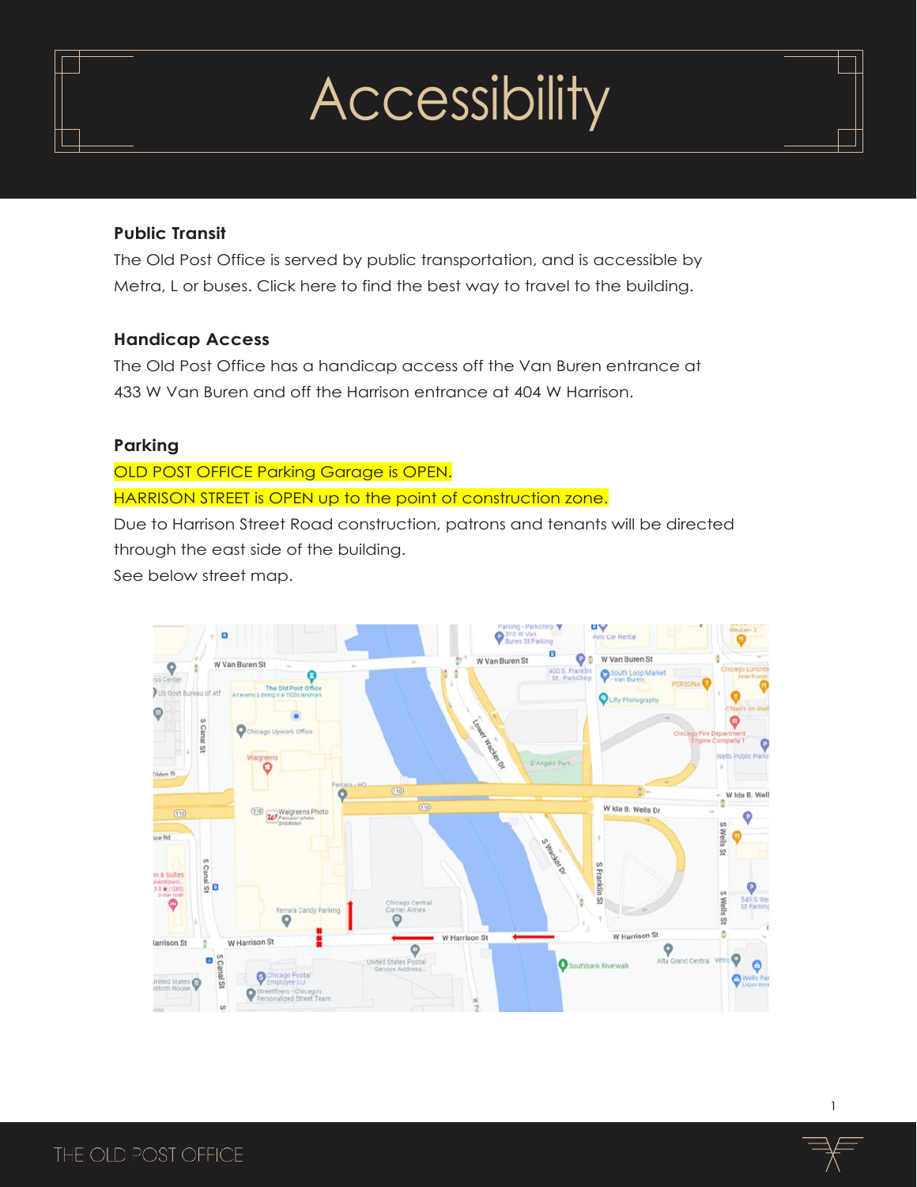# Accessibility

**Public Transit**

The Old Post Office is served by public transportation, and is accessible by Metra, L or buses. Click here to find the best way to travel to the building.

**Handicap Access**

The Old Post Office has a handicap access off the Van Buren entrance at 433 W Van Buren and off the Harrison entrance at 404 W Harrison.

**Parking**

OLD POST OFFICE Parking Garage is OPEN.

HARRISON STREET is OPEN up to the point of construction zone.

Due to Harrison Street Road construction, patrons and tenants will be directed through the east side of the building.

See below street map.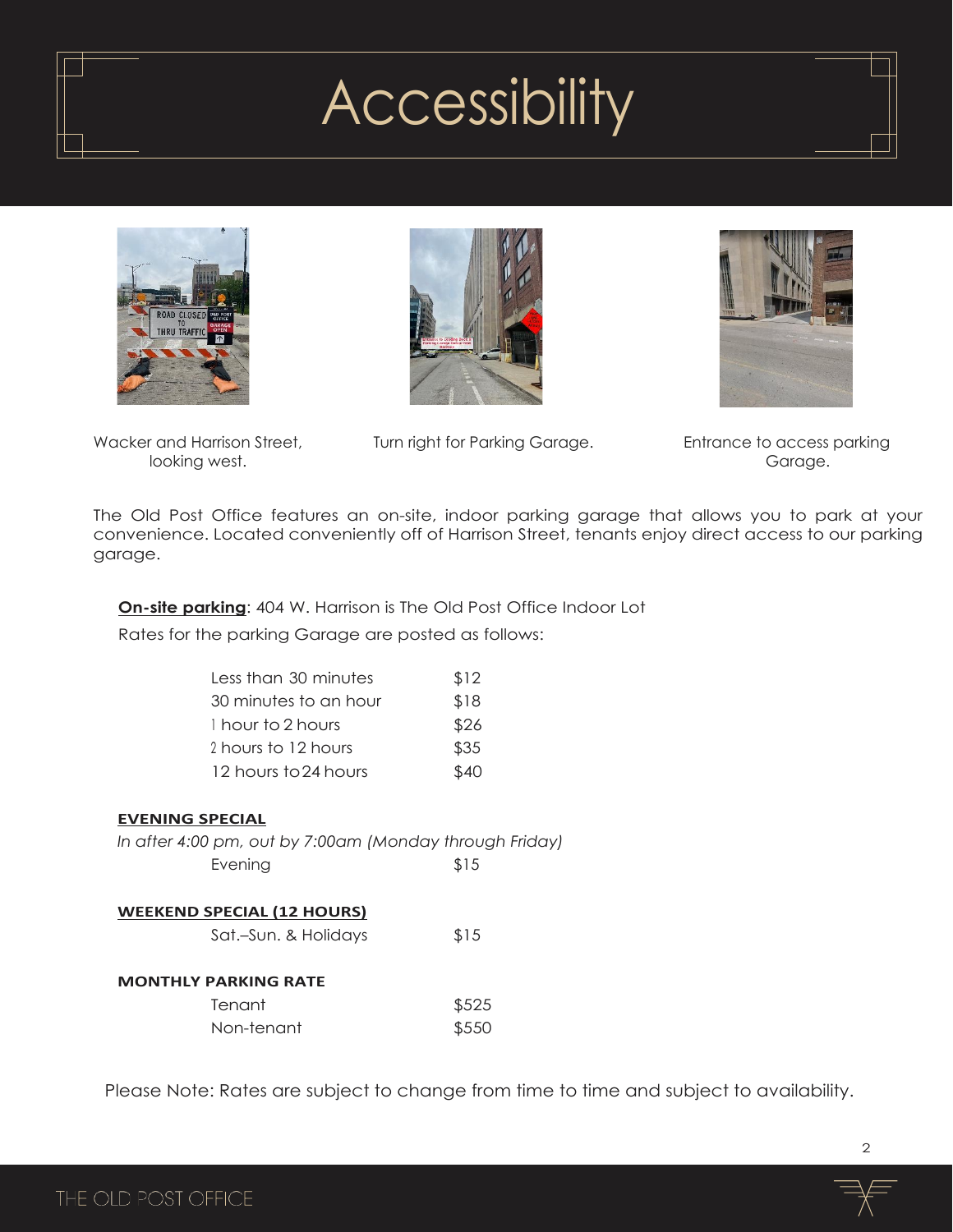# Accessibility

Wacker and Harrison Street, looking west.

Turn right for Parking Garage.

Entrance to access parking Garage.

The Old Post Office features an on-site, indoor parking garage that allows you to park at your convenience. Located conveniently off of Harrison Street, tenants enjoy direct access to our parking garage.

**On-site parking**: 404 W. Harrison is The Old Post Office Indoor Lot

Rates for the parking Garage are posted as follows:

| | |
|---|---|
| Less than 30 minutes | $12 |
| 30 minutes to an hour | $18 |
| 1 hour to 2 hours | $26 |
| 2 hours to 12 hours | $35 |
| 12 hours to 24 hours | $40 |

**EVENING SPECIAL**

*In after 4:00 pm, out by 7:00am (Monday through Friday)*

| | |
|---|---|
| Evening | $15 |

**WEEKEND SPECIAL (12 HOURS)**

| | |
|---|---|
| Sat.–Sun. & Holidays | $15 |

**MONTHLY PARKING RATE**

| | |
|---|---|
| Tenant | $525 |
| Non-tenant | $550 |

Please Note: Rates are subject to change from time to time and subject to availability.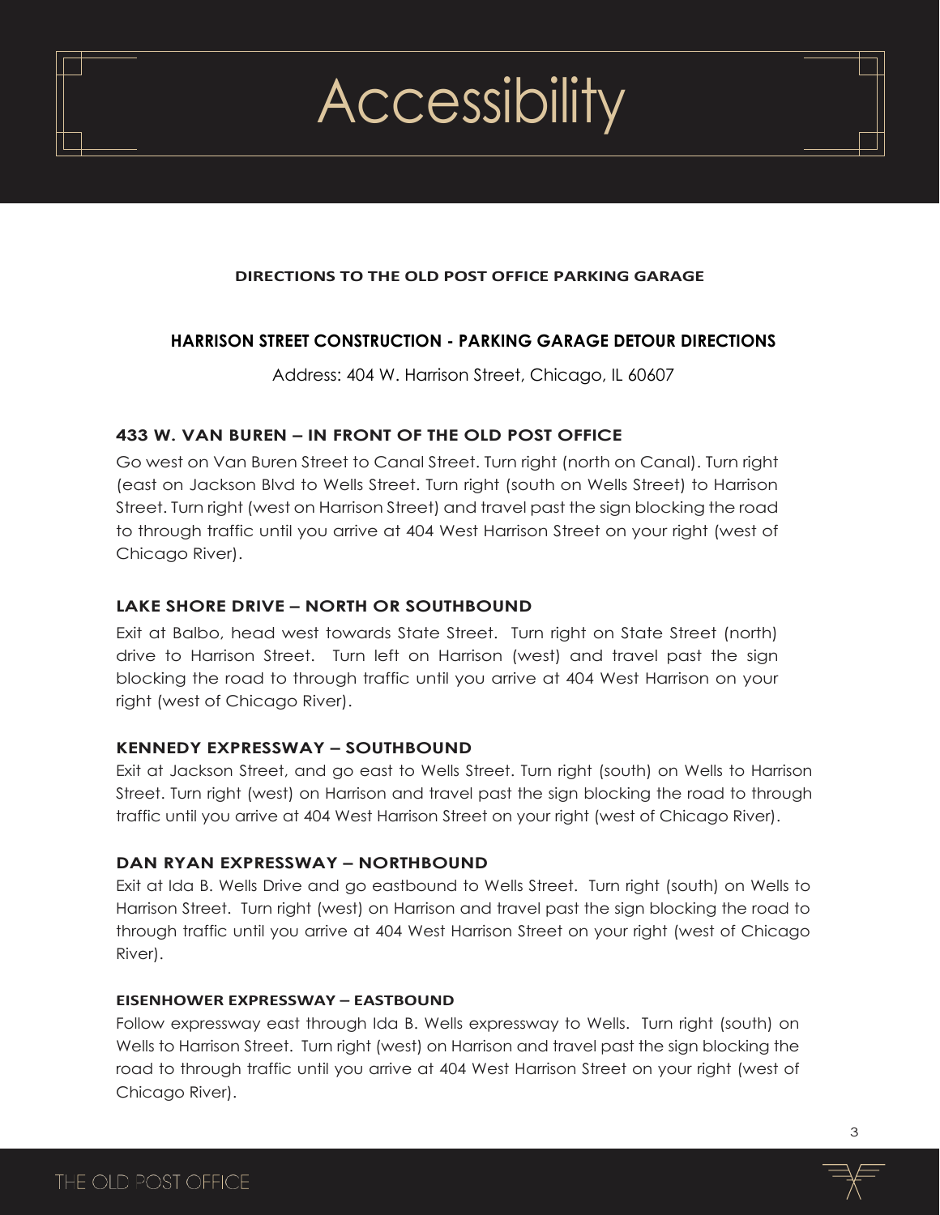# Accessibility

**DIRECTIONS TO THE OLD POST OFFICE PARKING GARAGE**

**HARRISON STREET CONSTRUCTION - PARKING GARAGE DETOUR DIRECTIONS**

Address: 404 W. Harrison Street, Chicago, IL 60607

### 433 W. VAN BUREN – IN FRONT OF THE OLD POST OFFICE

Go west on Van Buren Street to Canal Street. Turn right (north on Canal). Turn right (east on Jackson Blvd to Wells Street. Turn right (south on Wells Street) to Harrison Street. Turn right (west on Harrison Street) and travel past the sign blocking the road to through traffic until you arrive at 404 West Harrison Street on your right (west of Chicago River).

### LAKE SHORE DRIVE – NORTH OR SOUTHBOUND

Exit at Balbo, head west towards State Street. Turn right on State Street (north) drive to Harrison Street. Turn left on Harrison (west) and travel past the sign blocking the road to through traffic until you arrive at 404 West Harrison on your right (west of Chicago River).

### KENNEDY EXPRESSWAY – SOUTHBOUND

Exit at Jackson Street, and go east to Wells Street. Turn right (south) on Wells to Harrison Street. Turn right (west) on Harrison and travel past the sign blocking the road to through traffic until you arrive at 404 West Harrison Street on your right (west of Chicago River).

### DAN RYAN EXPRESSWAY – NORTHBOUND

Exit at Ida B. Wells Drive and go eastbound to Wells Street. Turn right (south) on Wells to Harrison Street. Turn right (west) on Harrison and travel past the sign blocking the road to through traffic until you arrive at 404 West Harrison Street on your right (west of Chicago River).

### EISENHOWER EXPRESSWAY – EASTBOUND

Follow expressway east through Ida B. Wells expressway to Wells. Turn right (south) on Wells to Harrison Street. Turn right (west) on Harrison and travel past the sign blocking the road to through traffic until you arrive at 404 West Harrison Street on your right (west of Chicago River).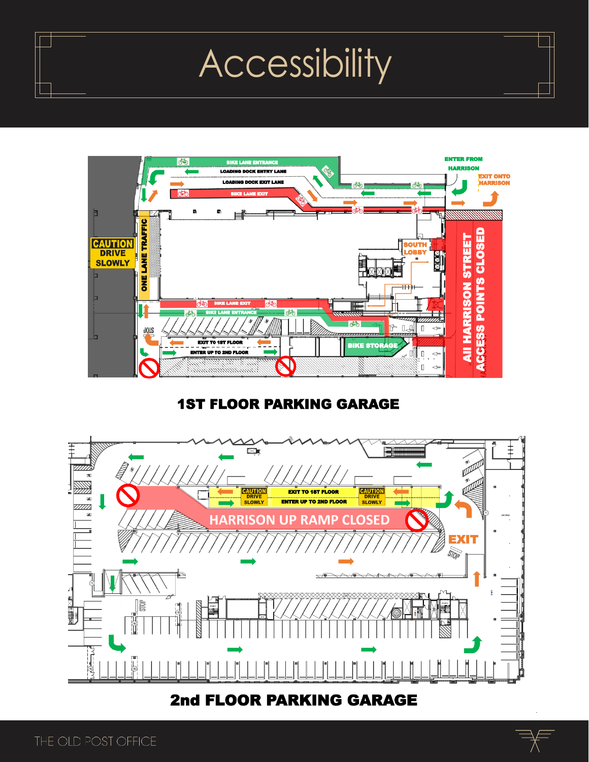# Accessibility

ENTER FROM HARRISON

EXIT ONTO HARRISON

BIKE LANE ENTRANCE

LOADING DOCK ENTRY LANE

LOADING DOCK EXIT LANE

BIKE LANE EXIT

CAUTION DRIVE SLOWLY

ONE LANE TRAFFIC

SOUTH LOBBY

All HARRISON STREET ACCESS POINTS CLOSED

BIKE LANE EXIT

BIKE LANE ENTRANCE

EXIT TO 1ST FLOOR

ENTER UP TO 2ND FLOOR

BIKE STORAGE

STOP

**1ST FLOOR PARKING GARAGE**

CAUTION DRIVE SLOWLY

EXIT TO 1ST FLOOR

ENTER UP TO 2ND FLOOR

CAUTION DRIVE SLOWLY

HARRISON UP RAMP CLOSED

EXIT

STOP

**2nd FLOOR PARKING GARAGE**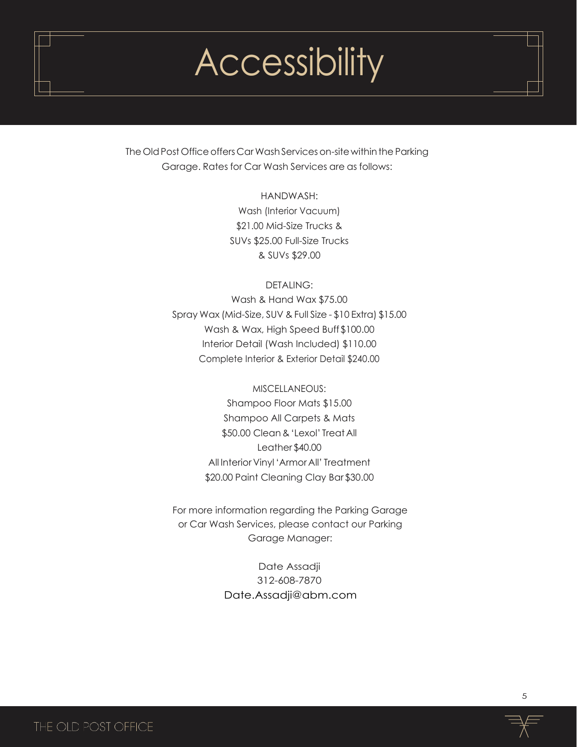# Accessibility

The Old Post Office offers Car Wash Services on-site within the Parking Garage. Rates for Car Wash Services are as follows:

HANDWASH:
Wash (Interior Vacuum)
$21.00 Mid-Size Trucks &
SUVs $25.00 Full-Size Trucks
& SUVs $29.00

DETALING:
Wash & Hand Wax $75.00
Spray Wax (Mid-Size, SUV & Full Size - $10 Extra) $15.00
Wash & Wax, High Speed Buff $100.00
Interior Detail (Wash Included) $110.00
Complete Interior & Exterior Detail $240.00

MISCELLANEOUS:
Shampoo Floor Mats $15.00
Shampoo All Carpets & Mats
$50.00 Clean & 'Lexol' Treat All
Leather $40.00
All Interior Vinyl 'Armor All' Treatment
$20.00 Paint Cleaning Clay Bar $30.00

For more information regarding the Parking Garage or Car Wash Services, please contact our Parking Garage Manager:

Date Assadji
312-608-7870
Date.Assadji@abm.com